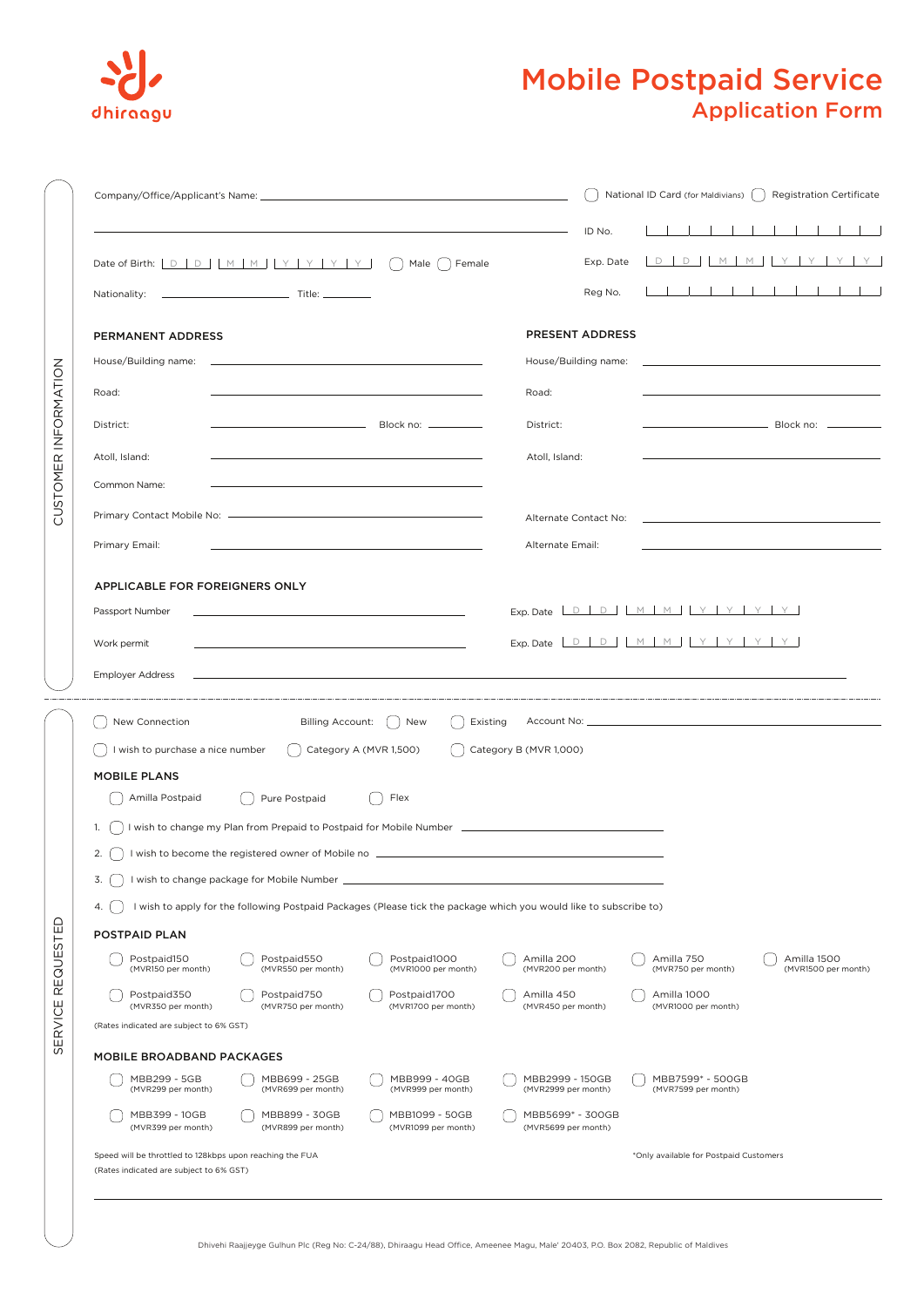dhiraagu

# Mobile Postpaid Service
## Application Form

### CUSTOMER INFORMATION

Company/Office/Applicant's Name: ______________________________

( ) National ID Card (for Maldivians) ( ) Registration Certificate

ID No. | | | | | | | | | | | |

Date of Birth: D D M M Y Y Y Y ( ) Male ( ) Female

Exp. Date D D M M Y Y Y Y

Nationality: ____________ Title: ________

Reg No. | | | | | | | | | | | |

**PERMANENT ADDRESS**

House/Building name: ______________________________

Road: ______________________________

District: ____________ Block no: ________

Atoll, Island: ______________________________

Common Name: ______________________________

Primary Contact Mobile No: ______________________________

Primary Email: ______________________________

**PRESENT ADDRESS**

House/Building name: ______________________________

Road: ______________________________

District: ____________ Block no: ________

Atoll, Island: ______________________________

Alternate Contact No: ______________________________

Alternate Email: ______________________________

**APPLICABLE FOR FOREIGNERS ONLY**

Passport Number ______________________________ Exp. Date D D M M Y Y Y Y

Work permit ______________________________ Exp. Date D D M M Y Y Y Y

Employer Address ______________________________

### SERVICE REQUESTED

( ) New Connection Billing Account: ( ) New ( ) Existing Account No: ______________________________

( ) I wish to purchase a nice number ( ) Category A (MVR 1,500) ( ) Category B (MVR 1,000)

**MOBILE PLANS**

( ) Amilla Postpaid ( ) Pure Postpaid ( ) Flex

1. ( ) I wish to change my Plan from Prepaid to Postpaid for Mobile Number ______________________________
2. ( ) I wish to become the registered owner of Mobile no ______________________________
3. ( ) I wish to change package for Mobile Number ______________________________
4. ( ) I wish to apply for the following Postpaid Packages (Please tick the package which you would like to subscribe to)

**POSTPAID PLAN**

| | | | | | |
|---|---|---|---|---|---|
| ( ) Postpaid150 (MVR150 per month) | ( ) Postpaid550 (MVR550 per month) | ( ) Postpaid1000 (MVR1000 per month) | ( ) Amilla 200 (MVR200 per month) | ( ) Amilla 750 (MVR750 per month) | ( ) Amilla 1500 (MVR1500 per month) |
| ( ) Postpaid350 (MVR350 per month) | ( ) Postpaid750 (MVR750 per month) | ( ) Postpaid1700 (MVR1700 per month) | ( ) Amilla 450 (MVR450 per month) | ( ) Amilla 1000 (MVR1000 per month) | |

(Rates indicated are subject to 6% GST)

**MOBILE BROADBAND PACKAGES**

| | | | | |
|---|---|---|---|---|
| ( ) MBB299 - 5GB (MVR299 per month) | ( ) MBB699 - 25GB (MVR699 per month) | ( ) MBB999 - 40GB (MVR999 per month) | ( ) MBB2999 - 150GB (MVR2999 per month) | ( ) MBB7599* - 500GB (MVR7599 per month) |
| ( ) MBB399 - 10GB (MVR399 per month) | ( ) MBB899 - 30GB (MVR899 per month) | ( ) MBB1099 - 50GB (MVR1099 per month) | ( ) MBB5699* - 300GB (MVR5699 per month) | |

Speed will be throttled to 128kbps upon reaching the FUA

(Rates indicated are subject to 6% GST)

*Only available for Postpaid Customers

Dhivehi Raajjeyge Gulhun Plc (Reg No: C-24/88), Dhiraagu Head Office, Ameenee Magu, Male' 20403, P.O. Box 2082, Republic of Maldives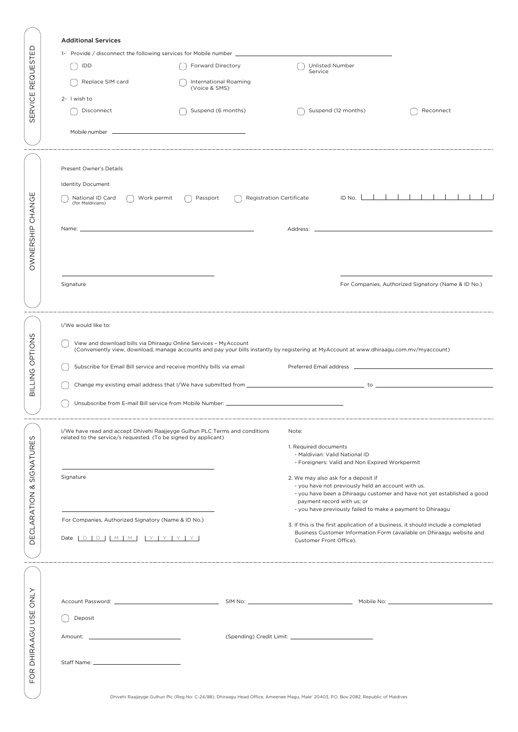## SERVICE REQUESTED

**Additional Services**

1- Provide / disconnect the following services for Mobile number ______________________

- ◯ IDD
- ◯ Forward Directory
- ◯ Unlisted Number Service
- ◯ Replace SIM card
- ◯ International Roaming (Voice & SMS)

2- I wish to

- ◯ Disconnect
- ◯ Suspend (6 months)
- ◯ Suspend (12 months)
- ◯ Reconnect

Mobile number ______________________

## OWNERSHIP CHANGE

Present Owner's Details

Identity Document

- ◯ National ID Card (for Maldivians)
- ◯ Work permit
- ◯ Passport
- ◯ Registration Certificate

ID No. | | | | | | | | | | | | |

Name: ______________________ Address: ______________________

______________________ Signature

______________________ For Companies, Authorized Signatory (Name & ID No.)

## BILLING OPTIONS

I/We would like to:

- ◯ View and download bills via Dhiraagu Online Services – MyAccount (Conveniently view, download, manage accounts and pay your bills instantly by registering at MyAccount at www.dhiraagu.com.mv/myaccount)
- ◯ Subscribe for Email Bill service and receive monthly bills via email — Preferred Email address ______________________
- ◯ Change my existing email address that I/We have submitted from ______________________ to ______________________
- ◯ Unsubscribe from E-mail Bill service from Mobile Number: ______________________

## DECLARATION & SIGNATURES

I/We have read and accept Dhivehi Raajjeyge Gulhun PLC Terms and conditions related to the service/s requested. (To be signed by applicant)

______________________ Signature

______________________ For Companies, Authorized Signatory (Name & ID No.)

Date | D | D | | M | M | | Y | Y | Y | Y |

Note:

1. Required documents
   - Maldivian: Valid National ID
   - Foreigners: Valid and Non Expired Workpermit
2. We may also ask for a deposit if
   - you have not previously held an account with us.
   - you have been a Dhiraagu customer and have not yet established a good payment record with us; or
   - you have previously failed to make a payment to Dhiraagu
3. If this is the first application of a business, it should include a completed Business Customer Information Form (available on Dhiraagu website and Customer Front Office).

## FOR DHIRAAGU USE ONLY

Account Password: ______________________ SIM No: ______________________ Mobile No: ______________________

◯ Deposit

Amount: ______________________ (Spending) Credit Limit: ______________________

Staff Name: ______________________

Dhivehi Raajjeyge Gulhun Plc (Reg No: C-24/88), Dhiraagu Head Office, Ameenee Magu, Male' 20403, P.O. Box 2082, Republic of Maldives